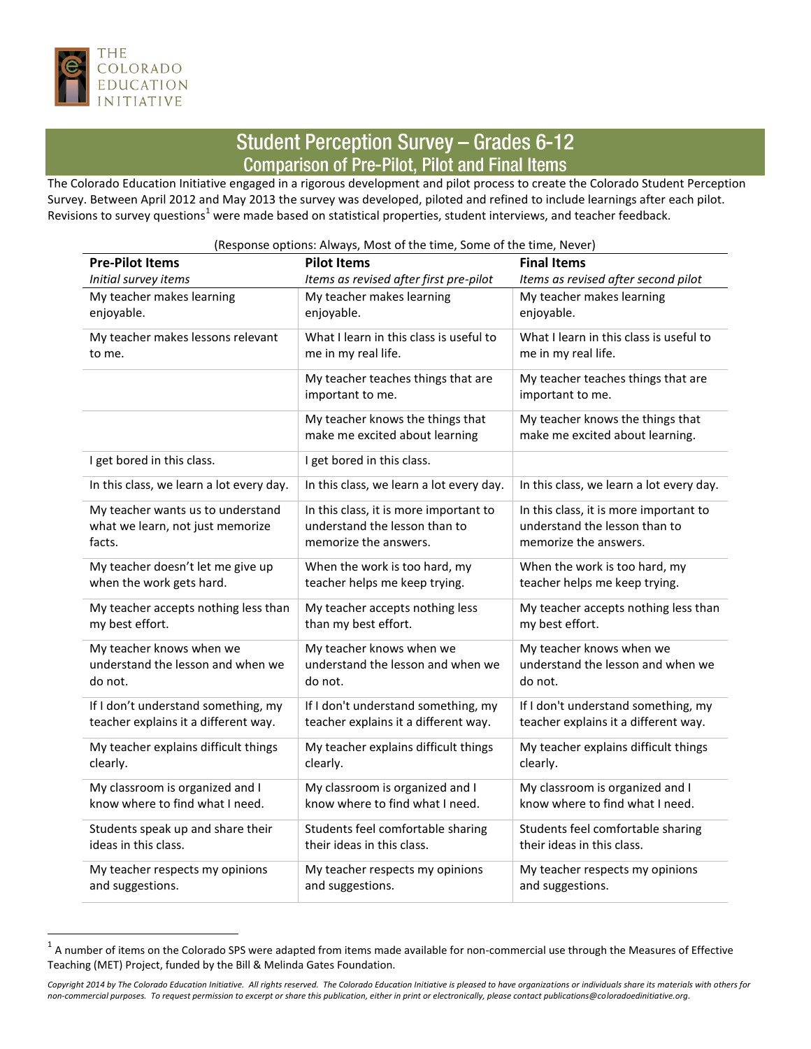THE COLORADO EDUCATION INITIATIVE

# Student Perception Survey – Grades 6-12

## Comparison of Pre-Pilot, Pilot and Final Items

The Colorado Education Initiative engaged in a rigorous development and pilot process to create the Colorado Student Perception Survey. Between April 2012 and May 2013 the survey was developed, piloted and refined to include learnings after each pilot. Revisions to survey questions[1] were made based on statistical properties, student interviews, and teacher feedback.

(Response options: Always, Most of the time, Some of the time, Never)

| **Pre-Pilot Items**<br>*Initial survey items* | **Pilot Items**<br>*Items as revised after first pre-pilot* | **Final Items**<br>*Items as revised after second pilot* |
|---|---|---|
| My teacher makes learning enjoyable. | My teacher makes learning enjoyable. | My teacher makes learning enjoyable. |
| My teacher makes lessons relevant to me. | What I learn in this class is useful to me in my real life. | What I learn in this class is useful to me in my real life. |
| | My teacher teaches things that are important to me. | My teacher teaches things that are important to me. |
| | My teacher knows the things that make me excited about learning | My teacher knows the things that make me excited about learning. |
| I get bored in this class. | I get bored in this class. | |
| In this class, we learn a lot every day. | In this class, we learn a lot every day. | In this class, we learn a lot every day. |
| My teacher wants us to understand what we learn, not just memorize facts. | In this class, it is more important to understand the lesson than to memorize the answers. | In this class, it is more important to understand the lesson than to memorize the answers. |
| My teacher doesn't let me give up when the work gets hard. | When the work is too hard, my teacher helps me keep trying. | When the work is too hard, my teacher helps me keep trying. |
| My teacher accepts nothing less than my best effort. | My teacher accepts nothing less than my best effort. | My teacher accepts nothing less than my best effort. |
| My teacher knows when we understand the lesson and when we do not. | My teacher knows when we understand the lesson and when we do not. | My teacher knows when we understand the lesson and when we do not. |
| If I don't understand something, my teacher explains it a different way. | If I don't understand something, my teacher explains it a different way. | If I don't understand something, my teacher explains it a different way. |
| My teacher explains difficult things clearly. | My teacher explains difficult things clearly. | My teacher explains difficult things clearly. |
| My classroom is organized and I know where to find what I need. | My classroom is organized and I know where to find what I need. | My classroom is organized and I know where to find what I need. |
| Students speak up and share their ideas in this class. | Students feel comfortable sharing their ideas in this class. | Students feel comfortable sharing their ideas in this class. |
| My teacher respects my opinions and suggestions. | My teacher respects my opinions and suggestions. | My teacher respects my opinions and suggestions. |

[1] A number of items on the Colorado SPS were adapted from items made available for non-commercial use through the Measures of Effective Teaching (MET) Project, funded by the Bill & Melinda Gates Foundation.

*Copyright 2014 by The Colorado Education Initiative. All rights reserved. The Colorado Education Initiative is pleased to have organizations or individuals share its materials with others for non-commercial purposes. To request permission to excerpt or share this publication, either in print or electronically, please contact publications@coloradoedinitiative.org.*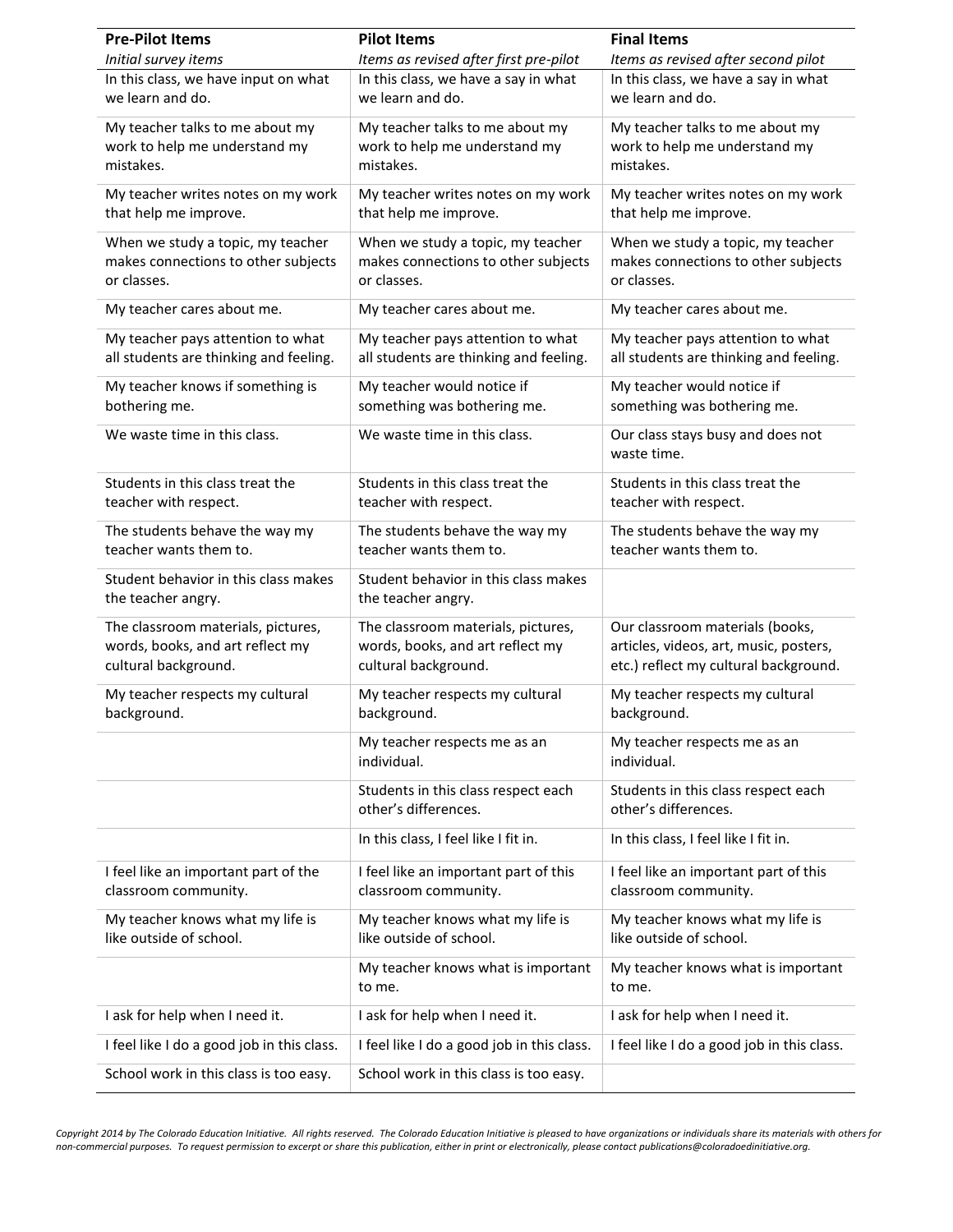| **Pre-Pilot Items**<br>*Initial survey items* | **Pilot Items**<br>*Items as revised after first pre-pilot* | **Final Items**<br>*Items as revised after second pilot* |
|---|---|---|
| In this class, we have input on what we learn and do. | In this class, we have a say in what we learn and do. | In this class, we have a say in what we learn and do. |
| My teacher talks to me about my work to help me understand my mistakes. | My teacher talks to me about my work to help me understand my mistakes. | My teacher talks to me about my work to help me understand my mistakes. |
| My teacher writes notes on my work that help me improve. | My teacher writes notes on my work that help me improve. | My teacher writes notes on my work that help me improve. |
| When we study a topic, my teacher makes connections to other subjects or classes. | When we study a topic, my teacher makes connections to other subjects or classes. | When we study a topic, my teacher makes connections to other subjects or classes. |
| My teacher cares about me. | My teacher cares about me. | My teacher cares about me. |
| My teacher pays attention to what all students are thinking and feeling. | My teacher pays attention to what all students are thinking and feeling. | My teacher pays attention to what all students are thinking and feeling. |
| My teacher knows if something is bothering me. | My teacher would notice if something was bothering me. | My teacher would notice if something was bothering me. |
| We waste time in this class. | We waste time in this class. | Our class stays busy and does not waste time. |
| Students in this class treat the teacher with respect. | Students in this class treat the teacher with respect. | Students in this class treat the teacher with respect. |
| The students behave the way my teacher wants them to. | The students behave the way my teacher wants them to. | The students behave the way my teacher wants them to. |
| Student behavior in this class makes the teacher angry. | Student behavior in this class makes the teacher angry. | |
| The classroom materials, pictures, words, books, and art reflect my cultural background. | The classroom materials, pictures, words, books, and art reflect my cultural background. | Our classroom materials (books, articles, videos, art, music, posters, etc.) reflect my cultural background. |
| My teacher respects my cultural background. | My teacher respects my cultural background. | My teacher respects my cultural background. |
| | My teacher respects me as an individual. | My teacher respects me as an individual. |
| | Students in this class respect each other's differences. | Students in this class respect each other's differences. |
| | In this class, I feel like I fit in. | In this class, I feel like I fit in. |
| I feel like an important part of the classroom community. | I feel like an important part of this classroom community. | I feel like an important part of this classroom community. |
| My teacher knows what my life is like outside of school. | My teacher knows what my life is like outside of school. | My teacher knows what my life is like outside of school. |
| | My teacher knows what is important to me. | My teacher knows what is important to me. |
| I ask for help when I need it. | I ask for help when I need it. | I ask for help when I need it. |
| I feel like I do a good job in this class. | I feel like I do a good job in this class. | I feel like I do a good job in this class. |
| School work in this class is too easy. | School work in this class is too easy. | |

*Copyright 2014 by The Colorado Education Initiative. All rights reserved. The Colorado Education Initiative is pleased to have organizations or individuals share its materials with others for non-commercial purposes. To request permission to excerpt or share this publication, either in print or electronically, please contact publications@coloradoedinitiative.org.*